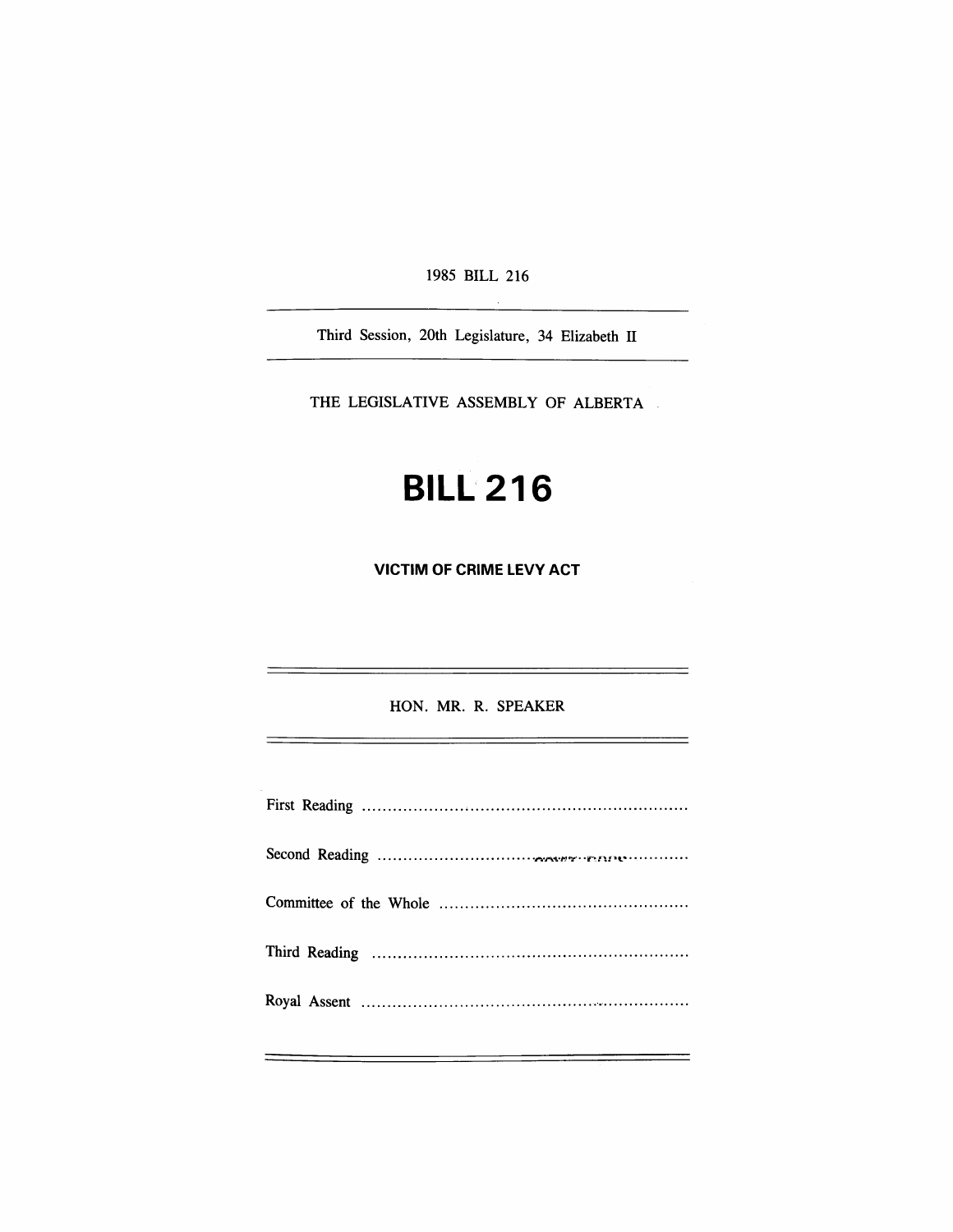1985 BILL 216

---

Third Session, 20th Legislature, 34 Elizabeth II

---

THE LEGISLATIVE ASSEMBLY OF ALBERTA

# BILL 216

## VICTIM OF CRIME LEVY ACT

---

HON. MR. R. SPEAKER

---

First Reading ................................................................

Second Reading ................................................................

Committee of the Whole ................................................

Third Reading ................................................................

Royal Assent ................................................................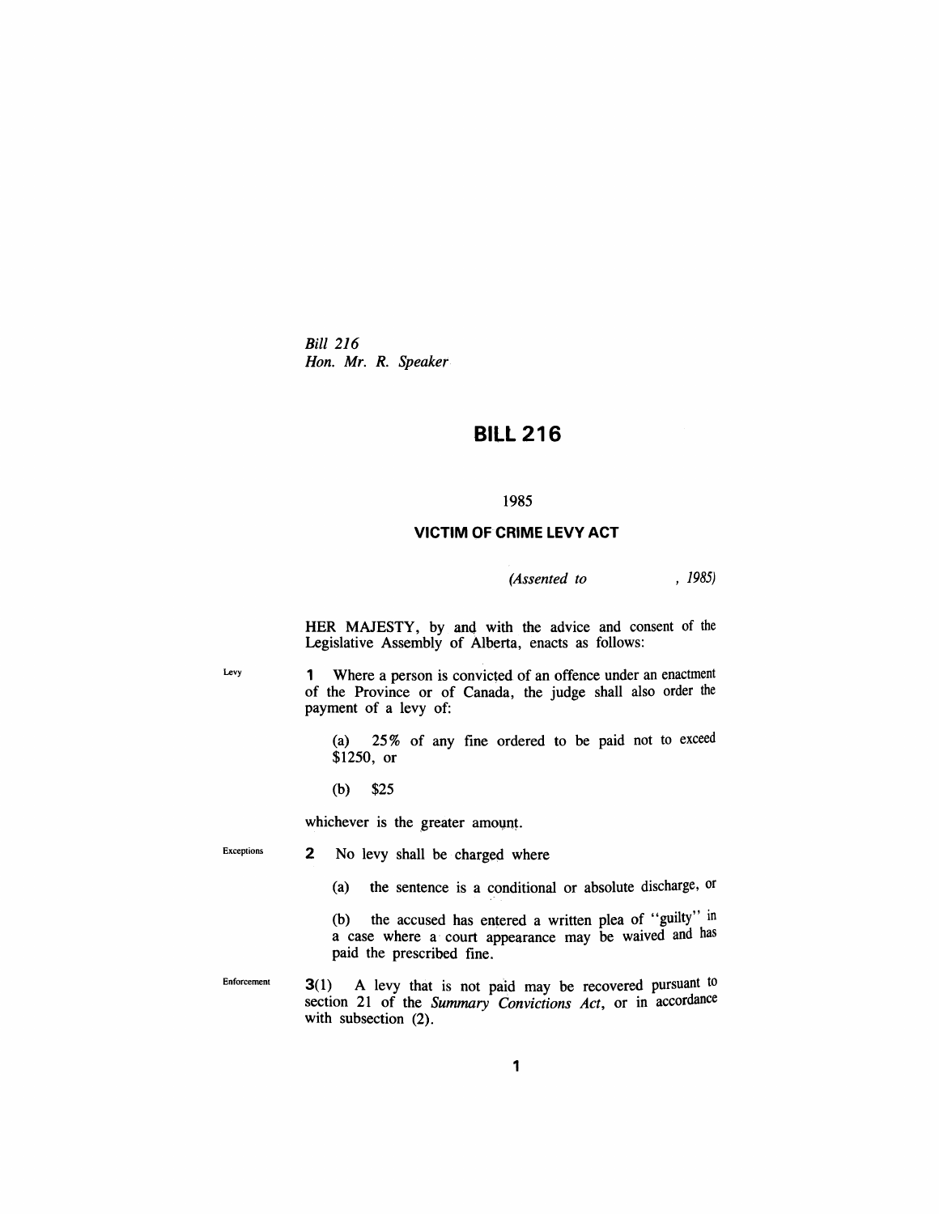*Bill 216*
*Hon. Mr. R. Speaker*

# BILL 216

1985

## VICTIM OF CRIME LEVY ACT

*(Assented to , 1985)*

HER MAJESTY, by and with the advice and consent of the Legislative Assembly of Alberta, enacts as follows:

Levy

**1** Where a person is convicted of an offence under an enactment of the Province or of Canada, the judge shall also order the payment of a levy of:

(a) 25% of any fine ordered to be paid not to exceed $1250, or

(b) $25

whichever is the greater amount.

Exceptions

**2** No levy shall be charged where

(a) the sentence is a conditional or absolute discharge, or

(b) the accused has entered a written plea of "guilty" in a case where a court appearance may be waived and has paid the prescribed fine.

Enforcement

**3**(1) A levy that is not paid may be recovered pursuant to section 21 of the *Summary Convictions Act*, or in accordance with subsection (2).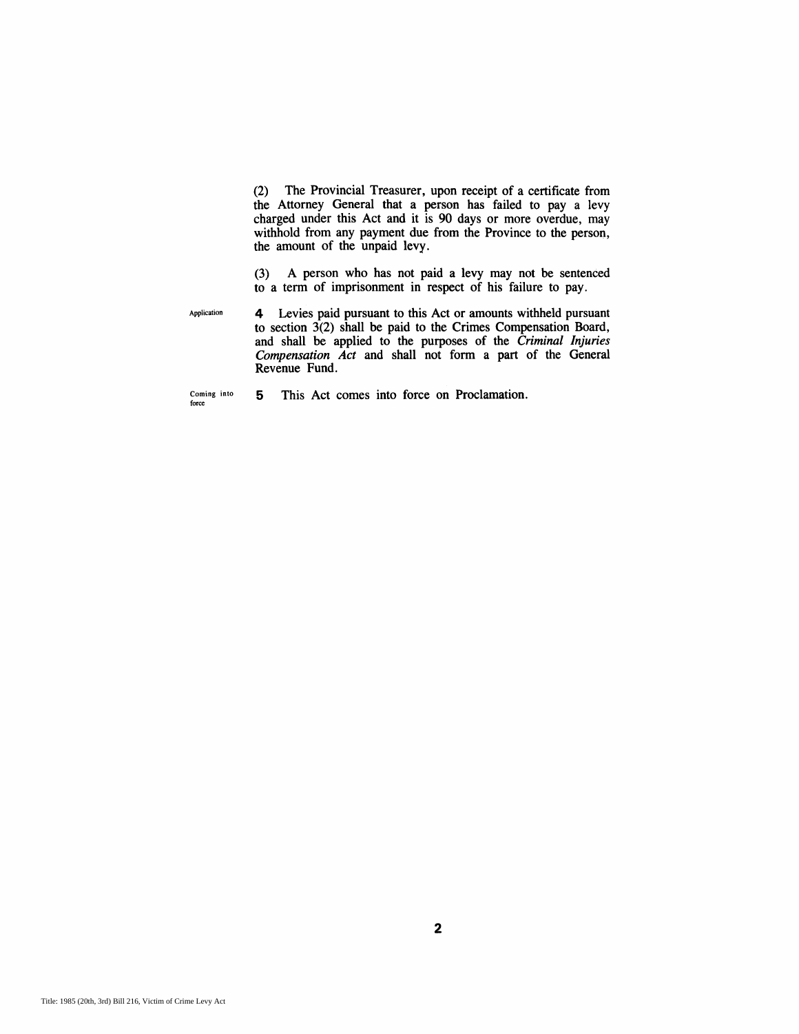(2) The Provincial Treasurer, upon receipt of a certificate from the Attorney General that a person has failed to pay a levy charged under this Act and it is 90 days or more overdue, may withhold from any payment due from the Province to the person, the amount of the unpaid levy.

(3) A person who has not paid a levy may not be sentenced to a term of imprisonment in respect of his failure to pay.

Application

**4** Levies paid pursuant to this Act or amounts withheld pursuant to section 3(2) shall be paid to the Crimes Compensation Board, and shall be applied to the purposes of the *Criminal Injuries Compensation Act* and shall not form a part of the General Revenue Fund.

Coming into force

**5** This Act comes into force on Proclamation.